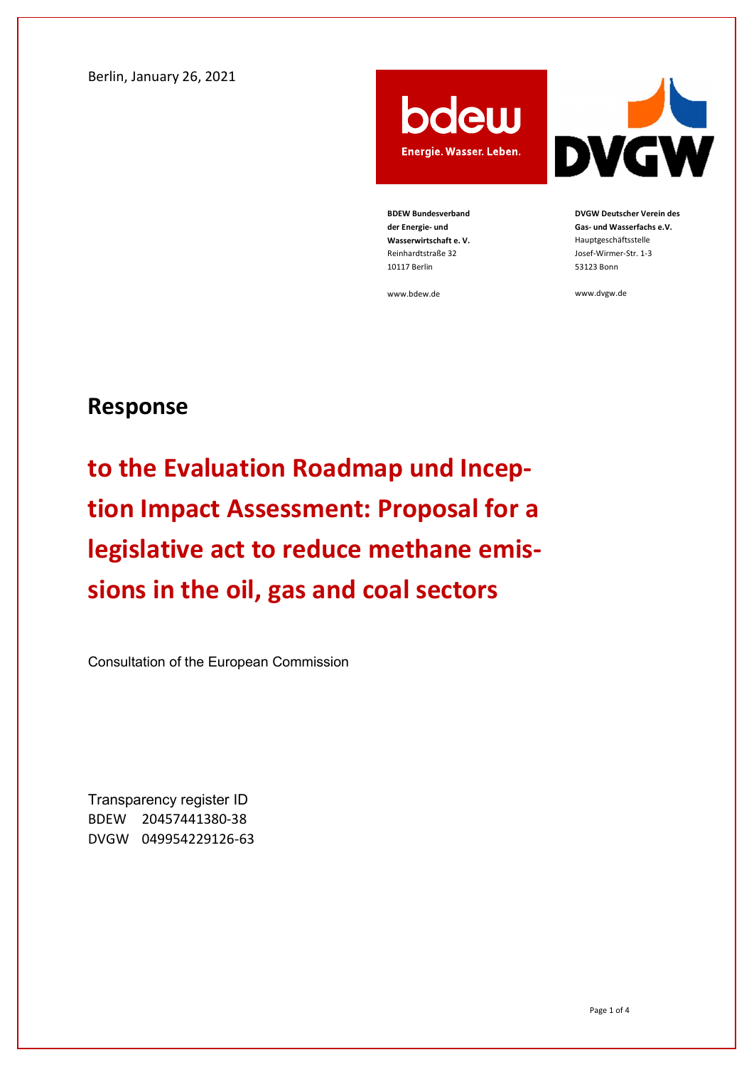Berlin, January 26, 2021

**BDEW Bundesverband der Energie- und Wasserwirtschaft e. V.**
Reinhardtstraße 32
10117 Berlin

www.bdew.de

**DVGW Deutscher Verein des Gas- und Wasserfachs e.V.**
Hauptgeschäftsstelle
Josef-Wirmer-Str. 1-3
53123 Bonn

www.dvgw.de

## Response

# to the Evaluation Roadmap und Inception Impact Assessment: Proposal for a legislative act to reduce methane emissions in the oil, gas and coal sectors

Consultation of the European Commission

Transparency register ID
BDEW 20457441380-38
DVGW 049954229126-63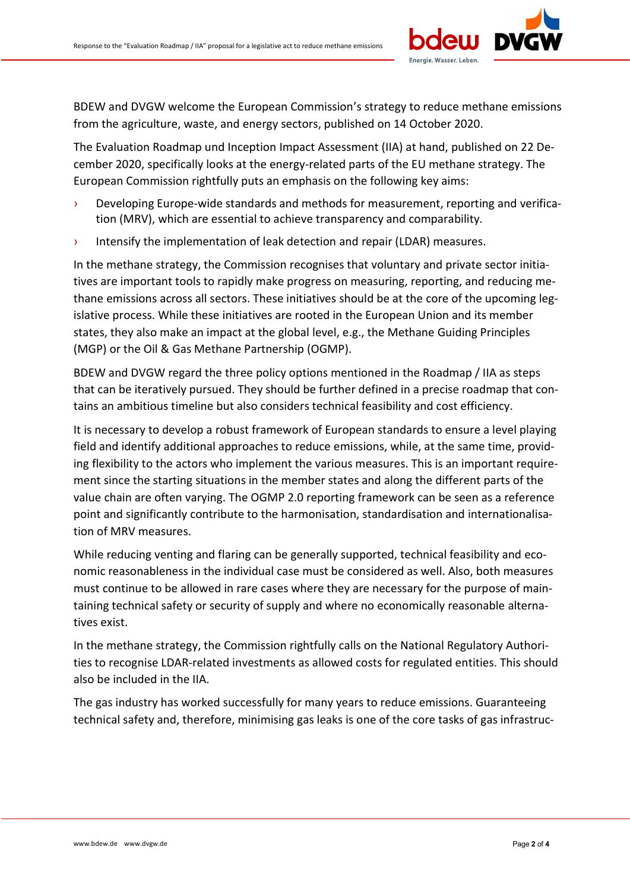BDEW and DVGW welcome the European Commission's strategy to reduce methane emissions from the agriculture, waste, and energy sectors, published on 14 October 2020.

The Evaluation Roadmap und Inception Impact Assessment (IIA) at hand, published on 22 December 2020, specifically looks at the energy-related parts of the EU methane strategy. The European Commission rightfully puts an emphasis on the following key aims:

- Developing Europe-wide standards and methods for measurement, reporting and verification (MRV), which are essential to achieve transparency and comparability.
- Intensify the implementation of leak detection and repair (LDAR) measures.

In the methane strategy, the Commission recognises that voluntary and private sector initiatives are important tools to rapidly make progress on measuring, reporting, and reducing methane emissions across all sectors. These initiatives should be at the core of the upcoming legislative process. While these initiatives are rooted in the European Union and its member states, they also make an impact at the global level, e.g., the Methane Guiding Principles (MGP) or the Oil & Gas Methane Partnership (OGMP).

BDEW and DVGW regard the three policy options mentioned in the Roadmap / IIA as steps that can be iteratively pursued. They should be further defined in a precise roadmap that contains an ambitious timeline but also considers technical feasibility and cost efficiency.

It is necessary to develop a robust framework of European standards to ensure a level playing field and identify additional approaches to reduce emissions, while, at the same time, providing flexibility to the actors who implement the various measures. This is an important requirement since the starting situations in the member states and along the different parts of the value chain are often varying. The OGMP 2.0 reporting framework can be seen as a reference point and significantly contribute to the harmonisation, standardisation and internationalisation of MRV measures.

While reducing venting and flaring can be generally supported, technical feasibility and economic reasonableness in the individual case must be considered as well. Also, both measures must continue to be allowed in rare cases where they are necessary for the purpose of maintaining technical safety or security of supply and where no economically reasonable alternatives exist.

In the methane strategy, the Commission rightfully calls on the National Regulatory Authorities to recognise LDAR-related investments as allowed costs for regulated entities. This should also be included in the IIA.

The gas industry has worked successfully for many years to reduce emissions. Guaranteeing technical safety and, therefore, minimising gas leaks is one of the core tasks of gas infrastruc-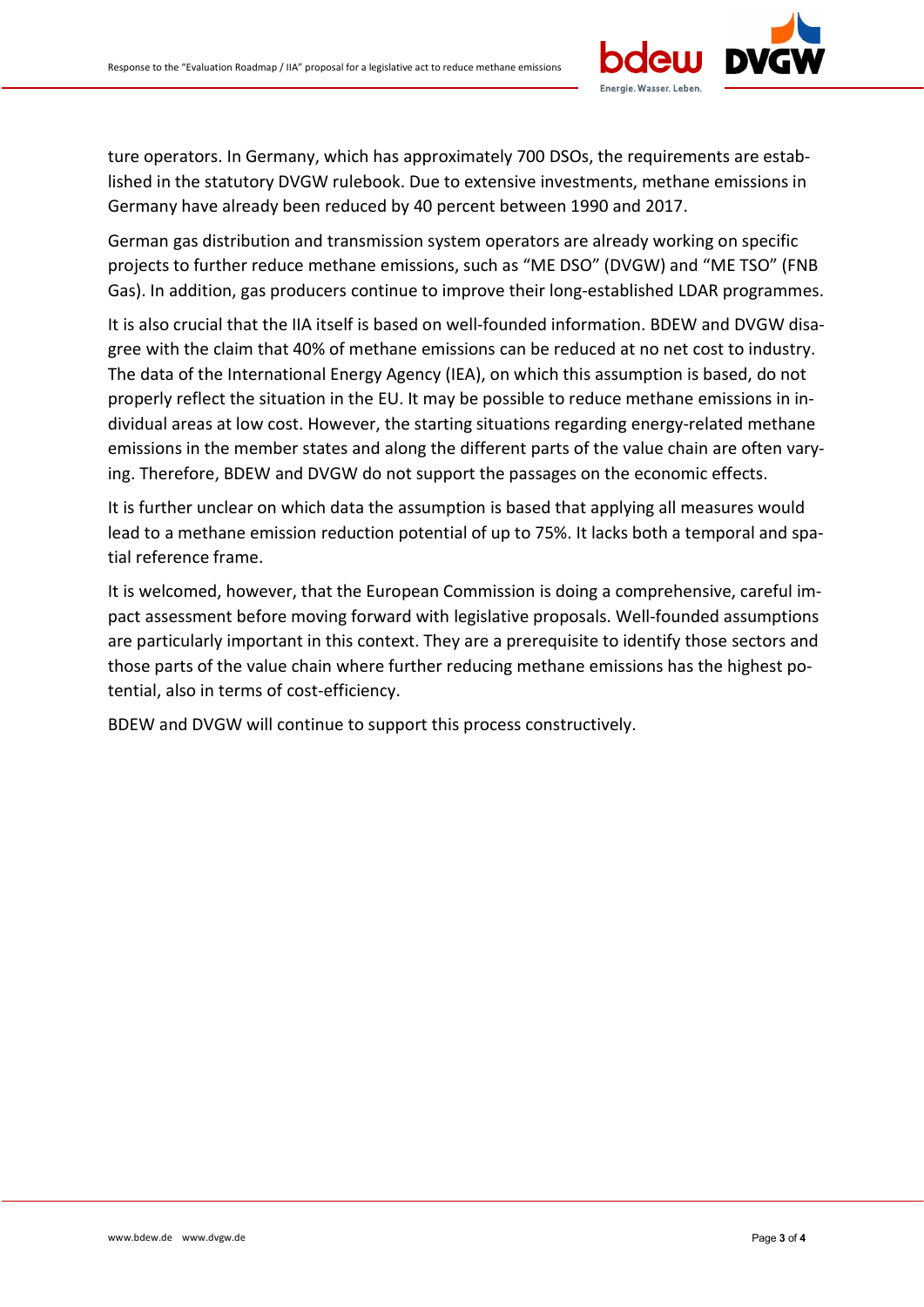ture operators. In Germany, which has approximately 700 DSOs, the requirements are established in the statutory DVGW rulebook. Due to extensive investments, methane emissions in Germany have already been reduced by 40 percent between 1990 and 2017.

German gas distribution and transmission system operators are already working on specific projects to further reduce methane emissions, such as "ME DSO" (DVGW) and "ME TSO" (FNB Gas). In addition, gas producers continue to improve their long-established LDAR programmes.

It is also crucial that the IIA itself is based on well-founded information. BDEW and DVGW disagree with the claim that 40% of methane emissions can be reduced at no net cost to industry. The data of the International Energy Agency (IEA), on which this assumption is based, do not properly reflect the situation in the EU. It may be possible to reduce methane emissions in individual areas at low cost. However, the starting situations regarding energy-related methane emissions in the member states and along the different parts of the value chain are often varying. Therefore, BDEW and DVGW do not support the passages on the economic effects.

It is further unclear on which data the assumption is based that applying all measures would lead to a methane emission reduction potential of up to 75%. It lacks both a temporal and spatial reference frame.

It is welcomed, however, that the European Commission is doing a comprehensive, careful impact assessment before moving forward with legislative proposals. Well-founded assumptions are particularly important in this context. They are a prerequisite to identify those sectors and those parts of the value chain where further reducing methane emissions has the highest potential, also in terms of cost-efficiency.

BDEW and DVGW will continue to support this process constructively.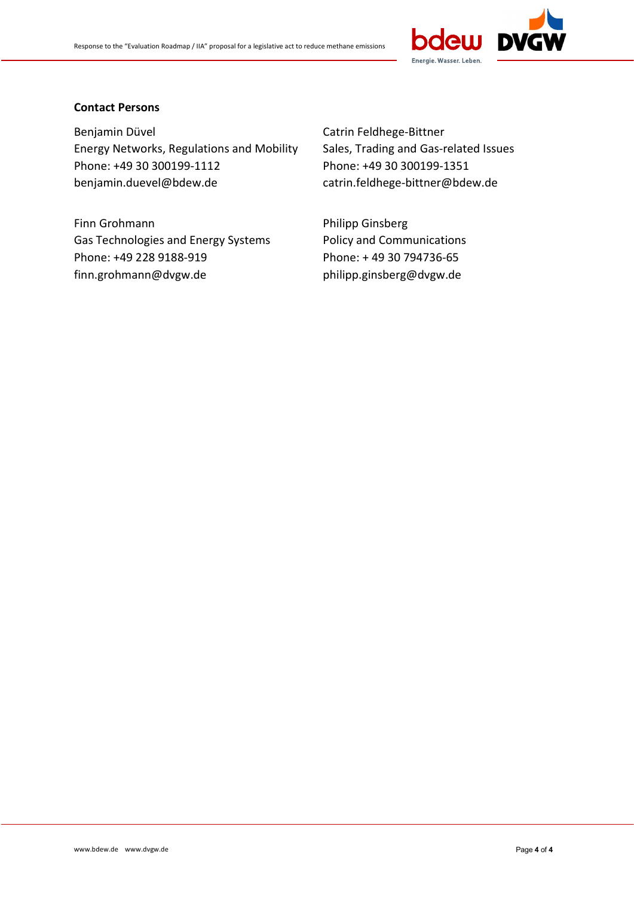**Contact Persons**

Benjamin Düvel
Energy Networks, Regulations and Mobility
Phone: +49 30 300199-1112
benjamin.duevel@bdew.de

Catrin Feldhege-Bittner
Sales, Trading and Gas-related Issues
Phone: +49 30 300199-1351
catrin.feldhege-bittner@bdew.de

Finn Grohmann
Gas Technologies and Energy Systems
Phone: +49 228 9188-919
finn.grohmann@dvgw.de

Philipp Ginsberg
Policy and Communications
Phone: + 49 30 794736-65
philipp.ginsberg@dvgw.de